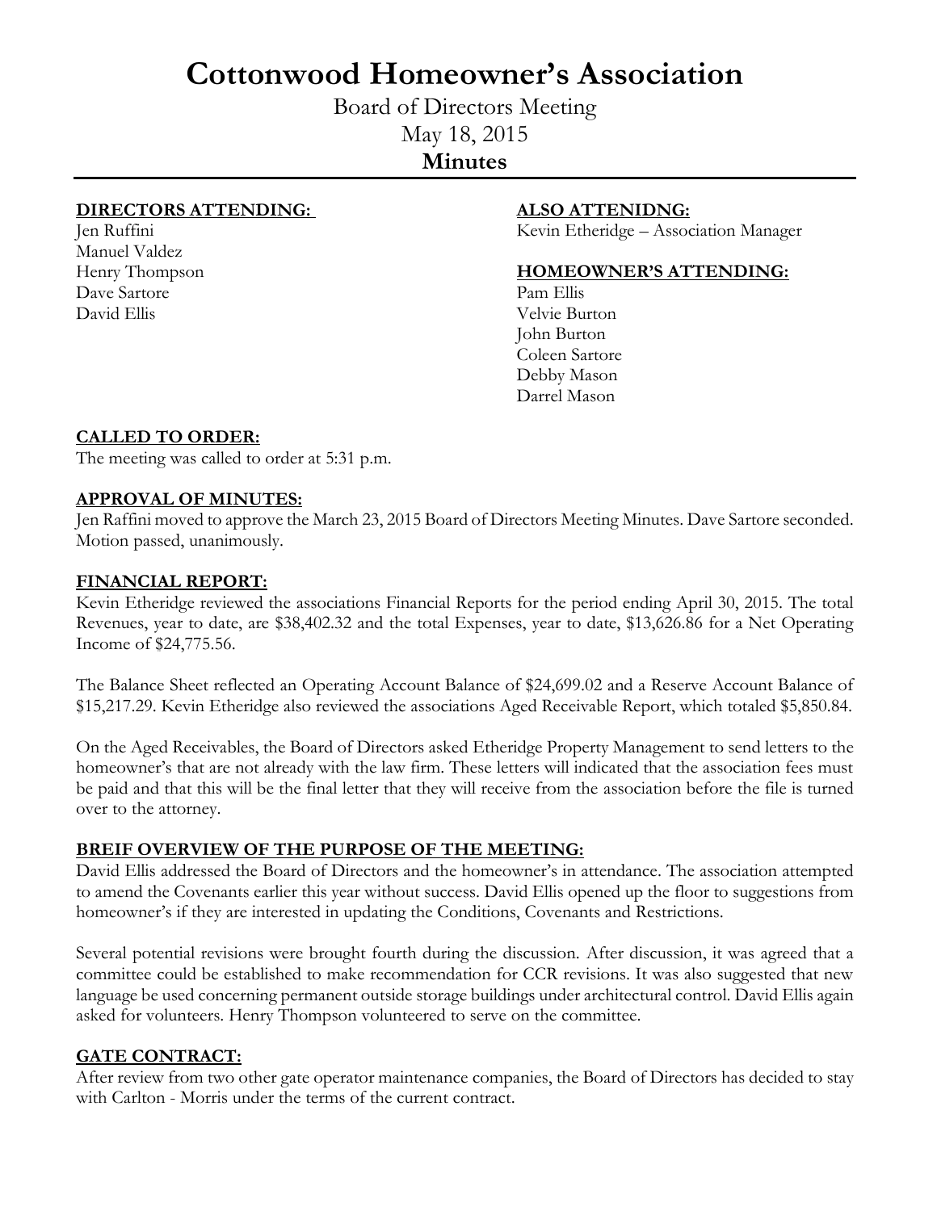# Cottonwood Homeowner's Association

Board of Directors Meeting

May 18, 2015

**Minutes**

**DIRECTORS ATTENDING:**

Jen Ruffini
Manuel Valdez
Henry Thompson
Dave Sartore
David Ellis

**ALSO ATTENIDNG:**

Kevin Etheridge – Association Manager

**HOMEOWNER'S ATTENDING:**

Pam Ellis
Velvie Burton
John Burton
Coleen Sartore
Debby Mason
Darrel Mason

**CALLED TO ORDER:**

The meeting was called to order at 5:31 p.m.

**APPROVAL OF MINUTES:**

Jen Raffini moved to approve the March 23, 2015 Board of Directors Meeting Minutes. Dave Sartore seconded. Motion passed, unanimously.

**FINANCIAL REPORT:**

Kevin Etheridge reviewed the associations Financial Reports for the period ending April 30, 2015. The total Revenues, year to date, are $38,402.32 and the total Expenses, year to date, $13,626.86 for a Net Operating Income of $24,775.56.

The Balance Sheet reflected an Operating Account Balance of $24,699.02 and a Reserve Account Balance of $15,217.29. Kevin Etheridge also reviewed the associations Aged Receivable Report, which totaled $5,850.84.

On the Aged Receivables, the Board of Directors asked Etheridge Property Management to send letters to the homeowner's that are not already with the law firm. These letters will indicated that the association fees must be paid and that this will be the final letter that they will receive from the association before the file is turned over to the attorney.

**BREIF OVERVIEW OF THE PURPOSE OF THE MEETING:**

David Ellis addressed the Board of Directors and the homeowner's in attendance. The association attempted to amend the Covenants earlier this year without success. David Ellis opened up the floor to suggestions from homeowner's if they are interested in updating the Conditions, Covenants and Restrictions.

Several potential revisions were brought fourth during the discussion. After discussion, it was agreed that a committee could be established to make recommendation for CCR revisions. It was also suggested that new language be used concerning permanent outside storage buildings under architectural control. David Ellis again asked for volunteers. Henry Thompson volunteered to serve on the committee.

**GATE CONTRACT:**

After review from two other gate operator maintenance companies, the Board of Directors has decided to stay with Carlton - Morris under the terms of the current contract.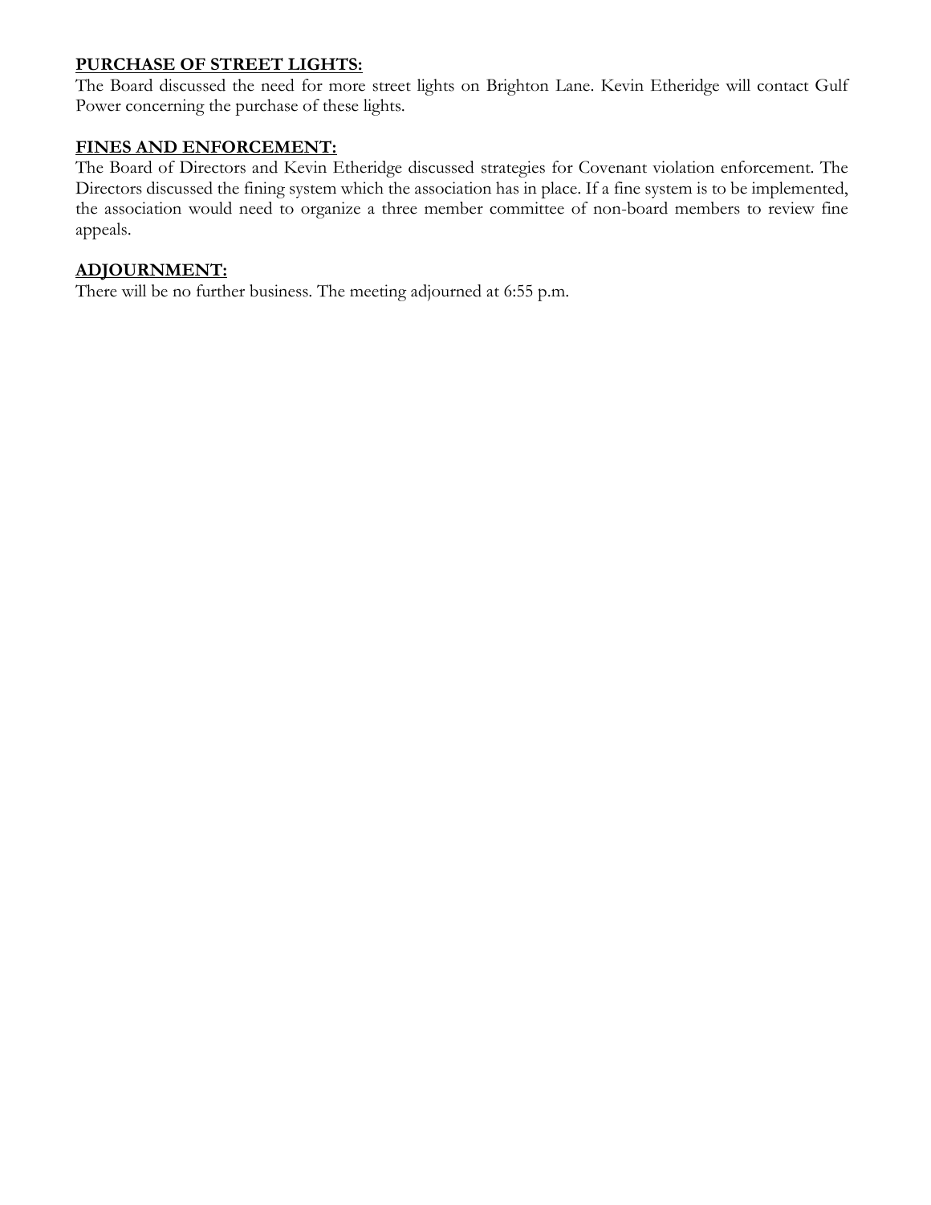**PURCHASE OF STREET LIGHTS:**

The Board discussed the need for more street lights on Brighton Lane. Kevin Etheridge will contact Gulf Power concerning the purchase of these lights.

**FINES AND ENFORCEMENT:**

The Board of Directors and Kevin Etheridge discussed strategies for Covenant violation enforcement. The Directors discussed the fining system which the association has in place. If a fine system is to be implemented, the association would need to organize a three member committee of non-board members to review fine appeals.

**ADJOURNMENT:**

There will be no further business. The meeting adjourned at 6:55 p.m.